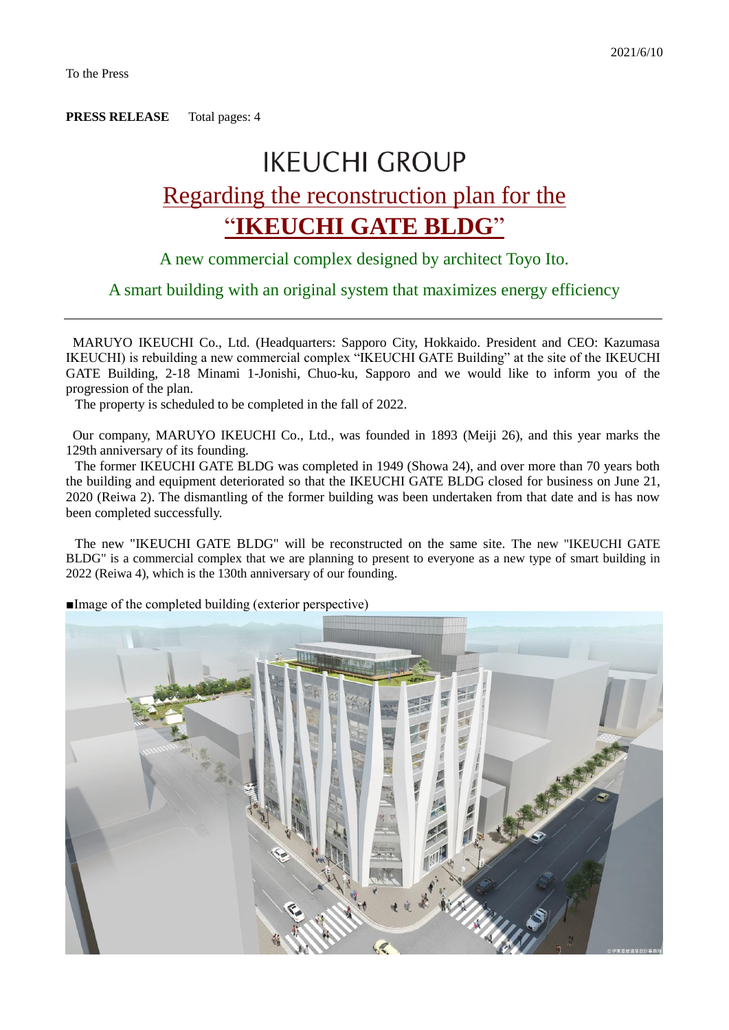2021/6/10

To the Press

**PRESS RELEASE** Total pages: 4

# IKEUCHI GROUP

# Regarding the reconstruction plan for the "IKEUCHI GATE BLDG"

## A new commercial complex designed by architect Toyo Ito.

## A smart building with an original system that maximizes energy efficiency

---

MARUYO IKEUCHI Co., Ltd. (Headquarters: Sapporo City, Hokkaido. President and CEO: Kazumasa IKEUCHI) is rebuilding a new commercial complex "IKEUCHI GATE Building" at the site of the IKEUCHI GATE Building, 2-18 Minami 1-Jonishi, Chuo-ku, Sapporo and we would like to inform you of the progression of the plan.

The property is scheduled to be completed in the fall of 2022.

Our company, MARUYO IKEUCHI Co., Ltd., was founded in 1893 (Meiji 26), and this year marks the 129th anniversary of its founding.

The former IKEUCHI GATE BLDG was completed in 1949 (Showa 24), and over more than 70 years both the building and equipment deteriorated so that the IKEUCHI GATE BLDG closed for business on June 21, 2020 (Reiwa 2). The dismantling of the former building was been undertaken from that date and is has now been completed successfully.

The new "IKEUCHI GATE BLDG" will be reconstructed on the same site. The new "IKEUCHI GATE BLDG" is a commercial complex that we are planning to present to everyone as a new type of smart building in 2022 (Reiwa 4), which is the 130th anniversary of our founding.

■Image of the completed building (exterior perspective)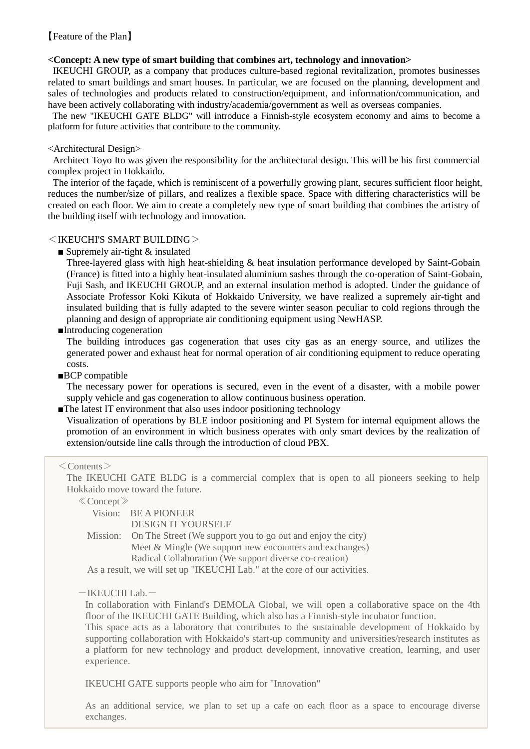【Feature of the Plan】

**<Concept: A new type of smart building that combines art, technology and innovation>**

IKEUCHI GROUP, as a company that produces culture-based regional revitalization, promotes businesses related to smart buildings and smart houses. In particular, we are focused on the planning, development and sales of technologies and products related to construction/equipment, and information/communication, and have been actively collaborating with industry/academia/government as well as overseas companies.

The new "IKEUCHI GATE BLDG" will introduce a Finnish-style ecosystem economy and aims to become a platform for future activities that contribute to the community.

<Architectural Design>

Architect Toyo Ito was given the responsibility for the architectural design. This will be his first commercial complex project in Hokkaido.

The interior of the façade, which is reminiscent of a powerfully growing plant, secures sufficient floor height, reduces the number/size of pillars, and realizes a flexible space. Space with differing characteristics will be created on each floor. We aim to create a completely new type of smart building that combines the artistry of the building itself with technology and innovation.

＜IKEUCHI'S SMART BUILDING＞

■ Supremely air-tight & insulated

Three-layered glass with high heat-shielding & heat insulation performance developed by Saint-Gobain (France) is fitted into a highly heat-insulated aluminium sashes through the co-operation of Saint-Gobain, Fuji Sash, and IKEUCHI GROUP, and an external insulation method is adopted. Under the guidance of Associate Professor Koki Kikuta of Hokkaido University, we have realized a supremely air-tight and insulated building that is fully adapted to the severe winter season peculiar to cold regions through the planning and design of appropriate air conditioning equipment using NewHASP.

■Introducing cogeneration

The building introduces gas cogeneration that uses city gas as an energy source, and utilizes the generated power and exhaust heat for normal operation of air conditioning equipment to reduce operating costs.

■BCP compatible

The necessary power for operations is secured, even in the event of a disaster, with a mobile power supply vehicle and gas cogeneration to allow continuous business operation.

■The latest IT environment that also uses indoor positioning technology

Visualization of operations by BLE indoor positioning and PI System for internal equipment allows the promotion of an environment in which business operates with only smart devices by the realization of extension/outside line calls through the introduction of cloud PBX.

＜Contents＞

The IKEUCHI GATE BLDG is a commercial complex that is open to all pioneers seeking to help Hokkaido move toward the future.

≪Concept≫

Vision: BE A PIONEER
DESIGN IT YOURSELF

Mission: On The Street (We support you to go out and enjoy the city)
Meet & Mingle (We support new encounters and exchanges)
Radical Collaboration (We support diverse co-creation)

As a result, we will set up "IKEUCHI Lab." at the core of our activities.

－IKEUCHI Lab.－

In collaboration with Finland's DEMOLA Global, we will open a collaborative space on the 4th floor of the IKEUCHI GATE Building, which also has a Finnish-style incubator function.

This space acts as a laboratory that contributes to the sustainable development of Hokkaido by supporting collaboration with Hokkaido's start-up community and universities/research institutes as a platform for new technology and product development, innovative creation, learning, and user experience.

IKEUCHI GATE supports people who aim for "Innovation"

As an additional service, we plan to set up a cafe on each floor as a space to encourage diverse exchanges.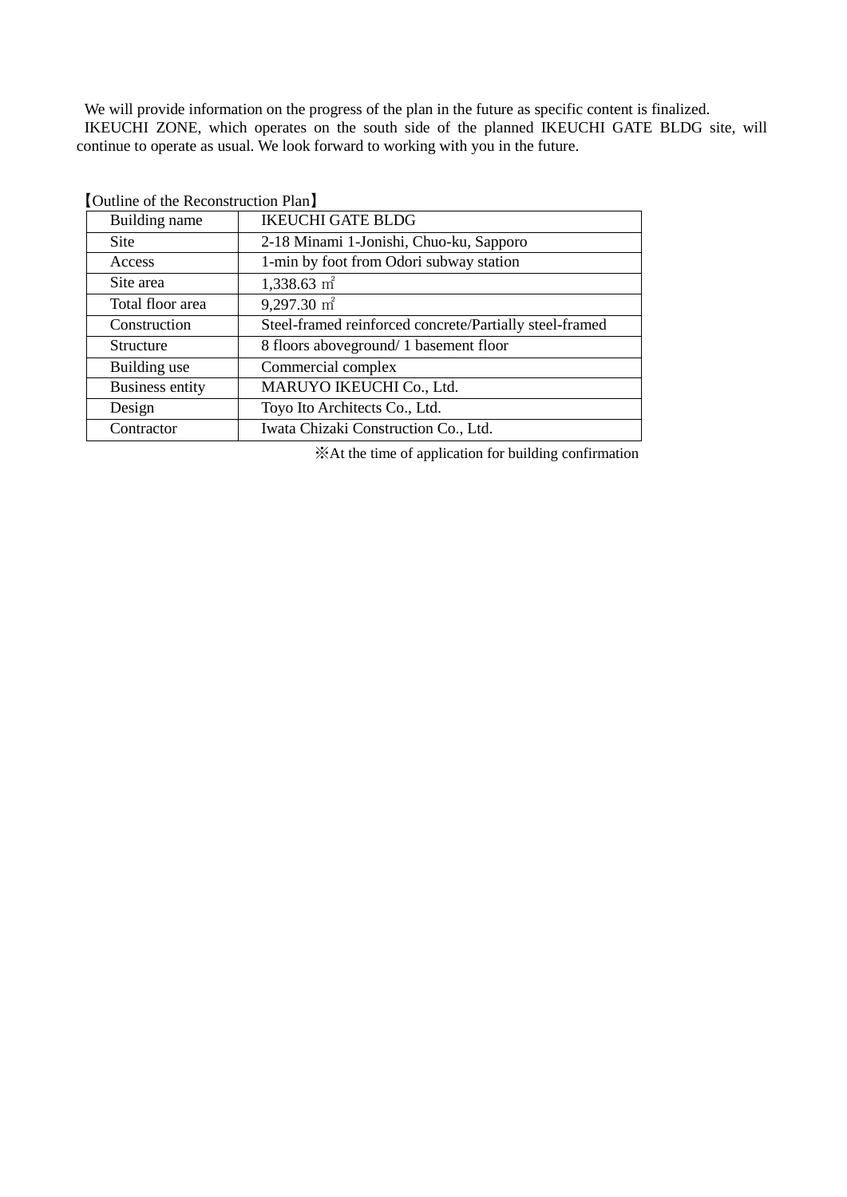We will provide information on the progress of the plan in the future as specific content is finalized.

IKEUCHI ZONE, which operates on the south side of the planned IKEUCHI GATE BLDG site, will continue to operate as usual. We look forward to working with you in the future.

【Outline of the Reconstruction Plan】

| Building name | IKEUCHI GATE BLDG |
|---|---|
| Site | 2-18 Minami 1-Jonishi, Chuo-ku, Sapporo |
| Access | 1-min by foot from Odori subway station |
| Site area | 1,338.63 ㎡ |
| Total floor area | 9,297.30 ㎡ |
| Construction | Steel-framed reinforced concrete/Partially steel-framed |
| Structure | 8 floors aboveground/ 1 basement floor |
| Building use | Commercial complex |
| Business entity | MARUYO IKEUCHI Co., Ltd. |
| Design | Toyo Ito Architects Co., Ltd. |
| Contractor | Iwata Chizaki Construction Co., Ltd. |

※At the time of application for building confirmation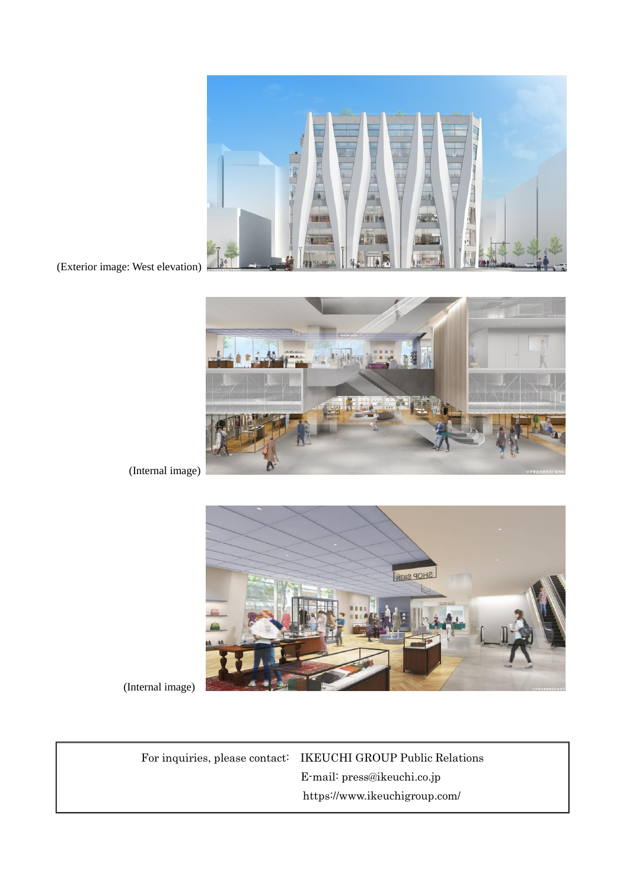(Exterior image: West elevation)

(Internal image)

(Internal image)

| For inquiries, please contact: | IKEUCHI GROUP Public Relations |
| --- | --- |
| | E-mail: press@ikeuchi.co.jp |
| | https://www.ikeuchigroup.com/ |